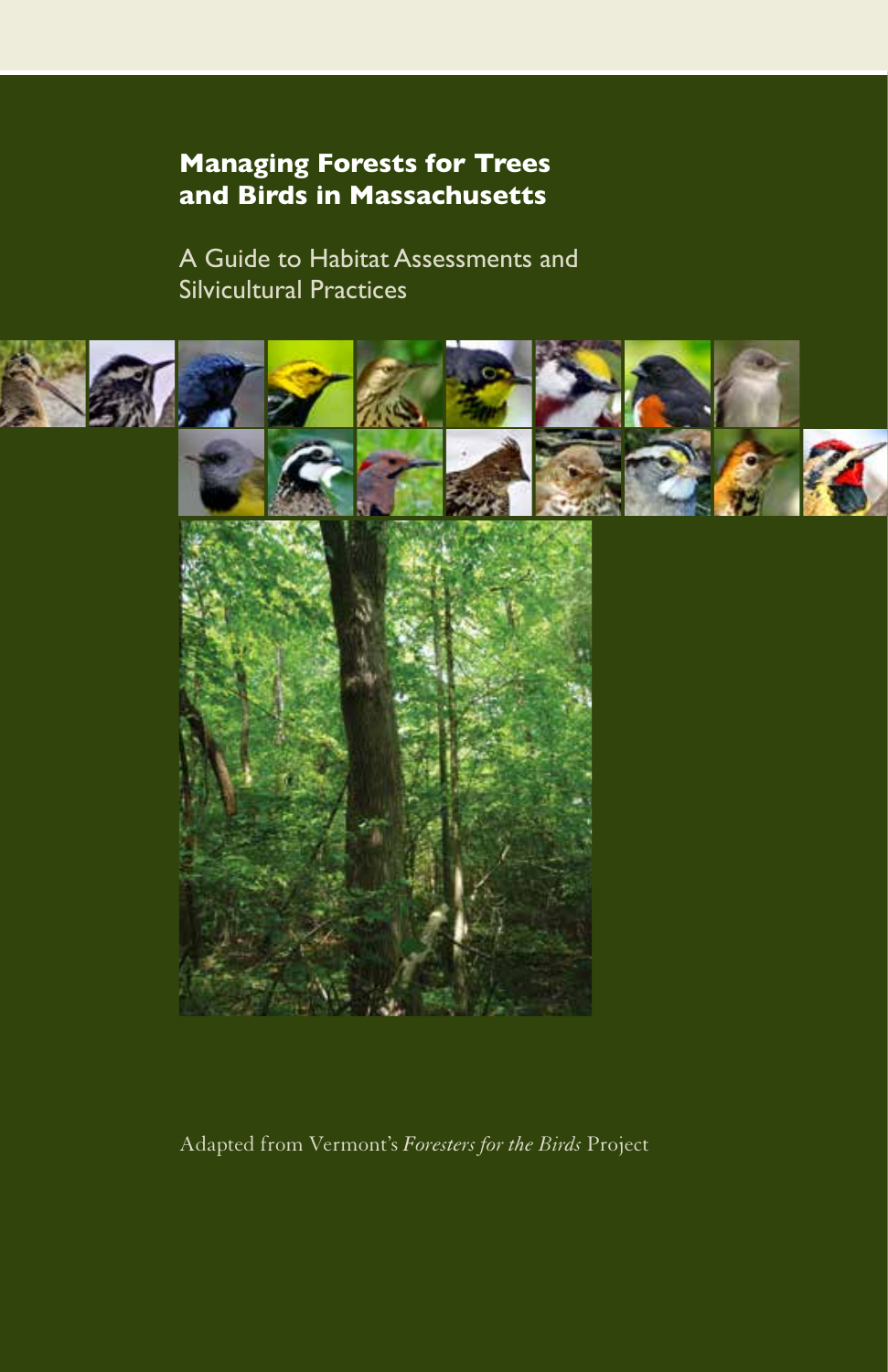# Managing Forests for Trees and Birds in Massachusetts

A Guide to Habitat Assessments and Silvicultural Practices

Adapted from Vermont's *Foresters for the Birds* Project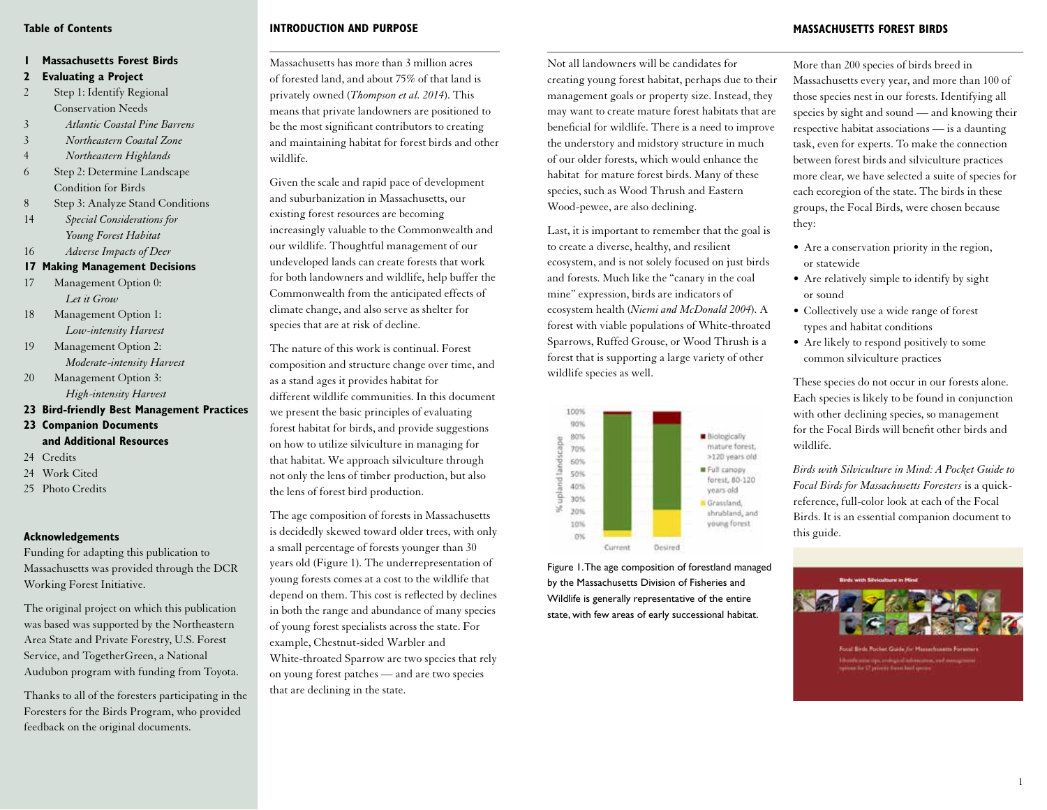## Table of Contents

**1 Massachusetts Forest Birds**

**2 Evaluating a Project**

2 Step 1: Identify Regional Conservation Needs

3 *Atlantic Coastal Pine Barrens*

3 *Northeastern Coastal Zone*

4 *Northeastern Highlands*

6 Step 2: Determine Landscape Condition for Birds

8 Step 3: Analyze Stand Conditions

14 *Special Considerations for Young Forest Habitat*

16 *Adverse Impacts of Deer*

**17 Making Management Decisions**

17 Management Option 0: *Let it Grow*

18 Management Option 1: *Low-intensity Harvest*

19 Management Option 2: *Moderate-intensity Harvest*

20 Management Option 3: *High-intensity Harvest*

**23 Bird-friendly Best Management Practices**

**23 Companion Documents and Additional Resources**

24 Credits

24 Work Cited

25 Photo Credits

### Acknowledgements

Funding for adapting this publication to Massachusetts was provided through the DCR Working Forest Initiative.

The original project on which this publication was based was supported by the Northeastern Area State and Private Forestry, U.S. Forest Service, and TogetherGreen, a National Audubon program with funding from Toyota.

Thanks to all of the foresters participating in the Foresters for the Birds Program, who provided feedback on the original documents.

## INTRODUCTION AND PURPOSE

Massachusetts has more than 3 million acres of forested land, and about 75% of that land is privately owned (*Thompson et al. 2014*). This means that private landowners are positioned to be the most significant contributors to creating and maintaining habitat for forest birds and other wildlife.

Given the scale and rapid pace of development and suburbanization in Massachusetts, our existing forest resources are becoming increasingly valuable to the Commonwealth and our wildlife. Thoughtful management of our undeveloped lands can create forests that work for both landowners and wildlife, help buffer the Commonwealth from the anticipated effects of climate change, and also serve as shelter for species that are at risk of decline.

The nature of this work is continual. Forest composition and structure change over time, and as a stand ages it provides habitat for different wildlife communities. In this document we present the basic principles of evaluating forest habitat for birds, and provide suggestions on how to utilize silviculture in managing for that habitat. We approach silviculture through not only the lens of timber production, but also the lens of forest bird production.

The age composition of forests in Massachusetts is decidedly skewed toward older trees, with only a small percentage of forests younger than 30 years old (Figure 1). The underrepresentation of young forests comes at a cost to the wildlife that depend on them. This cost is reflected by declines in both the range and abundance of many species of young forest specialists across the state. For example, Chestnut-sided Warbler and White-throated Sparrow are two species that rely on young forest patches — and are two species that are declining in the state.

Not all landowners will be candidates for creating young forest habitat, perhaps due to their management goals or property size. Instead, they may want to create mature forest habitats that are beneficial for wildlife. There is a need to improve the understory and midstory structure in much of our older forests, which would enhance the habitat for mature forest birds. Many of these species, such as Wood Thrush and Eastern Wood-pewee, are also declining.

Last, it is important to remember that the goal is to create a diverse, healthy, and resilient ecosystem, and is not solely focused on just birds and forests. Much like the "canary in the coal mine" expression, birds are indicators of ecosystem health (*Niemi and McDonald 2004*). A forest with viable populations of White-throated Sparrows, Ruffed Grouse, or Wood Thrush is a forest that is supporting a large variety of other wildlife species as well.

Figure 1. The age composition of forestland managed by the Massachusetts Division of Fisheries and Wildlife is generally representative of the entire state, with few areas of early successional habitat.

## MASSACHUSETTS FOREST BIRDS

More than 200 species of birds breed in Massachusetts every year, and more than 100 of those species nest in our forests. Identifying all species by sight and sound — and knowing their respective habitat associations — is a daunting task, even for experts. To make the connection between forest birds and silviculture practices more clear, we have selected a suite of species for each ecoregion of the state. The birds in these groups, the Focal Birds, were chosen because they:

- Are a conservation priority in the region, or statewide
- Are relatively simple to identify by sight or sound
- Collectively use a wide range of forest types and habitat conditions
- Are likely to respond positively to some common silviculture practices

These species do not occur in our forests alone. Each species is likely to be found in conjunction with other declining species, so management for the Focal Birds will benefit other birds and wildlife.

*Birds with Silviculture in Mind: A Pocket Guide to Focal Birds for Massachusetts Foresters* is a quick-reference, full-color look at each of the Focal Birds. It is an essential companion document to this guide.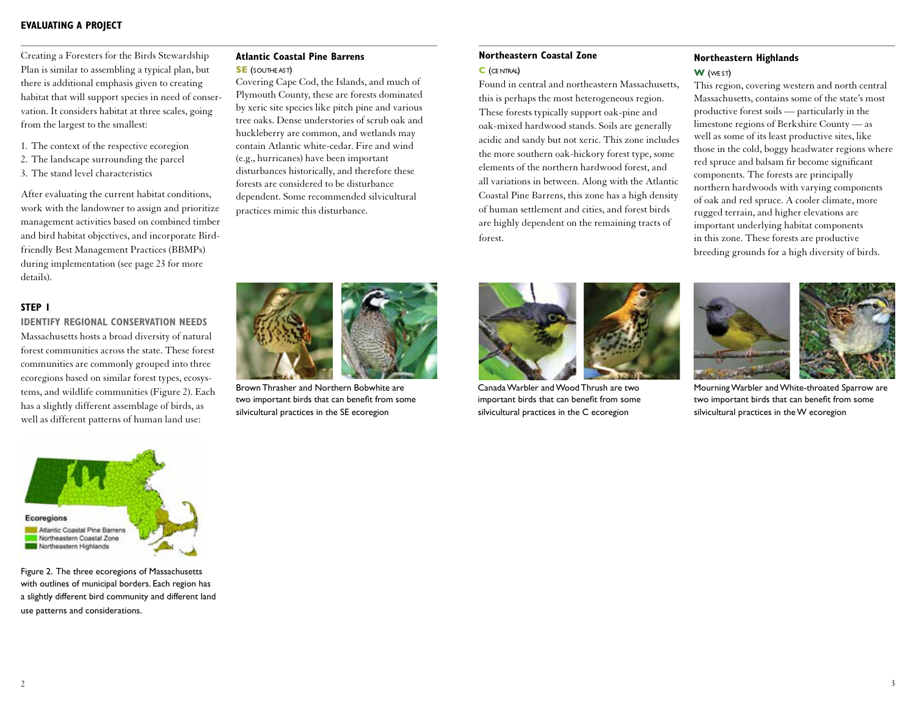## EVALUATING A PROJECT

Creating a Foresters for the Birds Stewardship Plan is similar to assembling a typical plan, but there is additional emphasis given to creating habitat that will support species in need of conservation. It considers habitat at three scales, going from the largest to the smallest:

1. The context of the respective ecoregion
2. The landscape surrounding the parcel
3. The stand level characteristics

After evaluating the current habitat conditions, work with the landowner to assign and prioritize management activities based on combined timber and bird habitat objectives, and incorporate Bird-friendly Best Management Practices (BBMPs) during implementation (see page 23 for more details).

### STEP 1

#### IDENTIFY REGIONAL CONSERVATION NEEDS

Massachusetts hosts a broad diversity of natural forest communities across the state. These forest communities are commonly grouped into three ecoregions based on similar forest types, ecosystems, and wildlife communities (Figure 2). Each has a slightly different assemblage of birds, as well as different patterns of human land use:

Figure 2. The three ecoregions of Massachusetts with outlines of municipal borders. Each region has a slightly different bird community and different land use patterns and considerations.

#### Atlantic Coastal Pine Barrens

**SE** (SOUTHEAST)

Covering Cape Cod, the Islands, and much of Plymouth County, these are forests dominated by xeric site species like pitch pine and various tree oaks. Dense understories of scrub oak and huckleberry are common, and wetlands may contain Atlantic white-cedar. Fire and wind (e.g., hurricanes) have been important disturbances historically, and therefore these forests are considered to be disturbance dependent. Some recommended silvicultural practices mimic this disturbance.

Brown Thrasher and Northern Bobwhite are two important birds that can benefit from some silvicultural practices in the SE ecoregion

#### Northeastern Coastal Zone

**C** (CENTRAL)

Found in central and northeastern Massachusetts, this is perhaps the most heterogeneous region. These forests typically support oak-pine and oak-mixed hardwood stands. Soils are generally acidic and sandy but not xeric. This zone includes the more southern oak-hickory forest type, some elements of the northern hardwood forest, and all variations in between. Along with the Atlantic Coastal Pine Barrens, this zone has a high density of human settlement and cities, and forest birds are highly dependent on the remaining tracts of forest.

Canada Warbler and Wood Thrush are two important birds that can benefit from some silvicultural practices in the C ecoregion

#### Northeastern Highlands

**W** (WEST)

This region, covering western and north central Massachusetts, contains some of the state's most productive forest soils — particularly in the limestone regions of Berkshire County — as well as some of its least productive sites, like those in the cold, boggy headwater regions where red spruce and balsam fir become significant components. The forests are principally northern hardwoods with varying components of oak and red spruce. A cooler climate, more rugged terrain, and higher elevations are important underlying habitat components in this zone. These forests are productive breeding grounds for a high diversity of birds.

Mourning Warbler and White-throated Sparrow are two important birds that can benefit from some silvicultural practices in the W ecoregion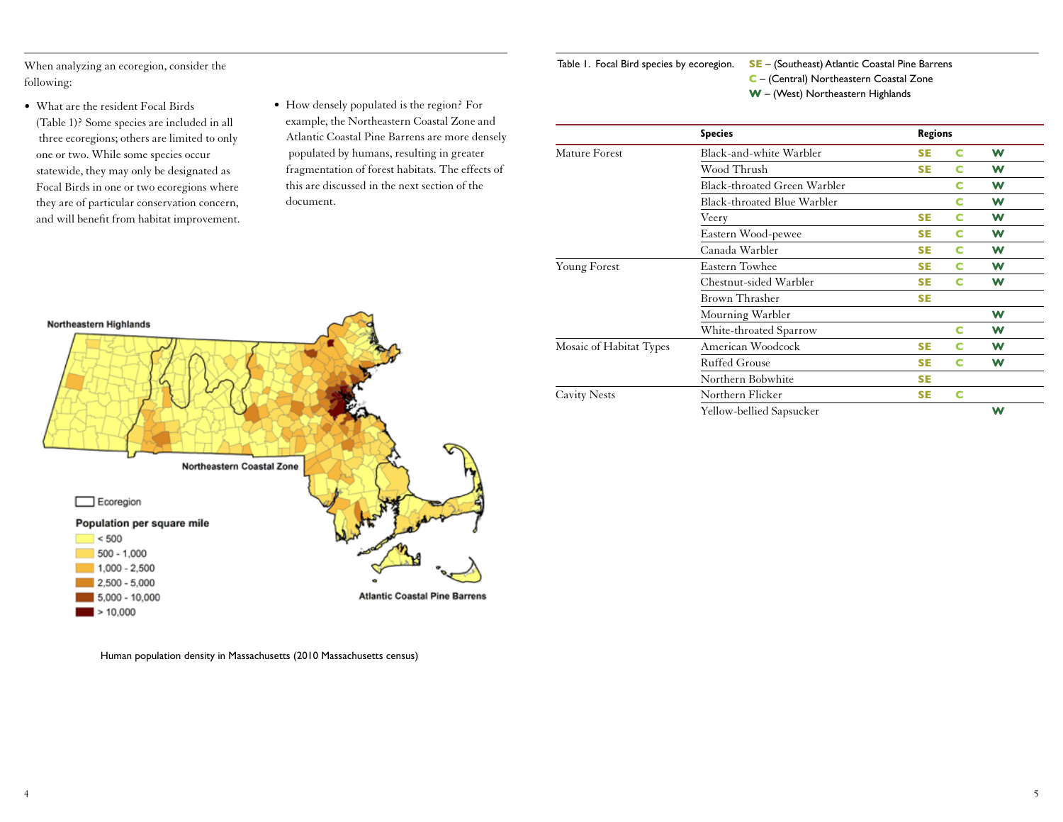When analyzing an ecoregion, consider the following:

- What are the resident Focal Birds (Table 1)? Some species are included in all three ecoregions; others are limited to only one or two. While some species occur statewide, they may only be designated as Focal Birds in one or two ecoregions where they are of particular conservation concern, and will benefit from habitat improvement.
- How densely populated is the region? For example, the Northeastern Coastal Zone and Atlantic Coastal Pine Barrens are more densely populated by humans, resulting in greater fragmentation of forest habitats. The effects of this are discussed in the next section of the document.

Northeastern Highlands

Northeastern Coastal Zone

Atlantic Coastal Pine Barrens

Ecoregion

Population per square mile

- < 500
- 500 - 1,000
- 1,000 - 2,500
- 2,500 - 5,000
- 5,000 - 10,000
- > 10,000

Human population density in Massachusetts (2010 Massachusetts census)

Table 1. Focal Bird species by ecoregion.
**SE** – (Southeast) Atlantic Coastal Pine Barrens
**C** – (Central) Northeastern Coastal Zone
**W** – (West) Northeastern Highlands

| | Species | Regions | | |
|---|---|---|---|---|
| Mature Forest | Black-and-white Warbler | SE | C | W |
| | Wood Thrush | SE | C | W |
| | Black-throated Green Warbler | | C | W |
| | Black-throated Blue Warbler | | C | W |
| | Veery | SE | C | W |
| | Eastern Wood-pewee | SE | C | W |
| | Canada Warbler | SE | C | W |
| Young Forest | Eastern Towhee | SE | C | W |
| | Chestnut-sided Warbler | SE | C | W |
| | Brown Thrasher | SE | | |
| | Mourning Warbler | | | W |
| | White-throated Sparrow | | C | W |
| Mosaic of Habitat Types | American Woodcock | SE | C | W |
| | Ruffed Grouse | SE | C | W |
| | Northern Bobwhite | SE | | |
| Cavity Nests | Northern Flicker | SE | C | |
| | Yellow-bellied Sapsucker | | | W |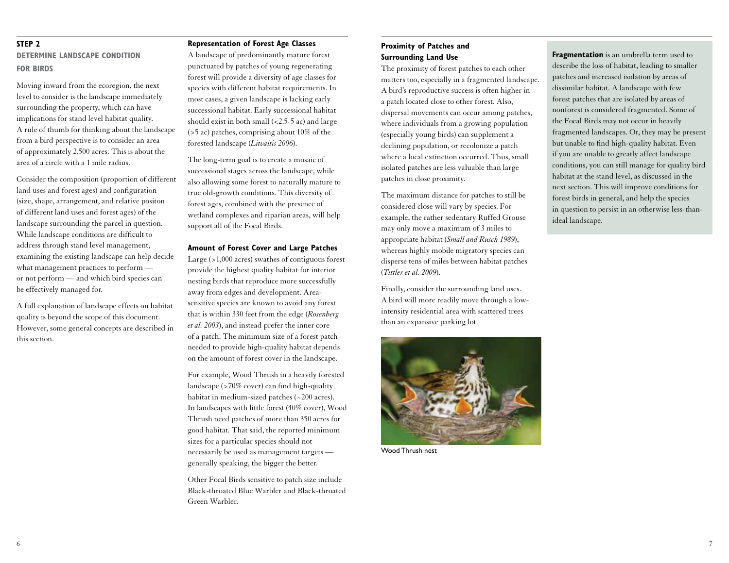## STEP 2

### DETERMINE LANDSCAPE CONDITION FOR BIRDS

Moving inward from the ecoregion, the next level to consider is the landscape immediately surrounding the property, which can have implications for stand level habitat quality. A rule of thumb for thinking about the landscape from a bird perspective is to consider an area of approximately 2,500 acres. This is about the area of a circle with a 1 mile radius.

Consider the composition (proportion of different land uses and forest ages) and configuration (size, shape, arrangement, and relative positon of different land uses and forest ages) of the landscape surrounding the parcel in question. While landscape conditions are difficult to address through stand level management, examining the existing landscape can help decide what management practices to perform — or not perform — and which bird species can be effectively managed for.

A full explanation of landscape effects on habitat quality is beyond the scope of this document. However, some general concepts are described in this section.

#### Representation of Forest Age Classes

A landscape of predominantly mature forest punctuated by patches of young regenerating forest will provide a diversity of age classes for species with different habitat requirements. In most cases, a given landscape is lacking early successional habitat. Early successional habitat should exist in both small (<2.5-5 ac) and large (>5 ac) patches, comprising about 10% of the forested landscape (*Litvaitis 2006*).

The long-term goal is to create a mosaic of successional stages across the landscape, while also allowing some forest to naturally mature to true old-growth conditions. This diversity of forest ages, combined with the presence of wetland complexes and riparian areas, will help support all of the Focal Birds.

#### Amount of Forest Cover and Large Patches

Large (>1,000 acres) swathes of contiguous forest provide the highest quality habitat for interior nesting birds that reproduce more successfully away from edges and development. Area-sensitive species are known to avoid any forest that is within 330 feet from the edge (*Rosenberg et al. 2003*), and instead prefer the inner core of a patch. The minimum size of a forest patch needed to provide high-quality habitat depends on the amount of forest cover in the landscape.

For example, Wood Thrush in a heavily forested landscape (>70% cover) can find high-quality habitat in medium-sized patches (~200 acres). In landscapes with little forest (40% cover), Wood Thrush need patches of more than 350 acres for good habitat. That said, the reported minimum sizes for a particular species should not necessarily be used as management targets — generally speaking, the bigger the better.

Other Focal Birds sensitive to patch size include Black-throated Blue Warbler and Black-throated Green Warbler.

#### Proximity of Patches and Surrounding Land Use

The proximity of forest patches to each other matters too, especially in a fragmented landscape. A bird's reproductive success is often higher in a patch located close to other forest. Also, dispersal movements can occur among patches, where individuals from a growing population (especially young birds) can supplement a declining population, or recolonize a patch where a local extinction occurred. Thus, small isolated patches are less valuable than large patches in close proximity.

The maximum distance for patches to still be considered close will vary by species. For example, the rather sedentary Ruffed Grouse may only move a maximum of 3 miles to appropriate habitat (*Small and Rusch 1989*), whereas highly mobile migratory species can disperse tens of miles between habitat patches (*Tittler et al. 2009*).

Finally, consider the surrounding land uses. A bird will more readily move through a low-intensity residential area with scattered trees than an expansive parking lot.

Wood Thrush nest

**Fragmentation** is an umbrella term used to describe the loss of habitat, leading to smaller patches and increased isolation by areas of dissimilar habitat. A landscape with few forest patches that are isolated by areas of nonforest is considered fragmented. Some of the Focal Birds may not occur in heavily fragmented landscapes. Or, they may be present but unable to find high-quality habitat. Even if you are unable to greatly affect landscape conditions, you can still manage for quality bird habitat at the stand level, as discussed in the next section. This will improve conditions for forest birds in general, and help the species in question to persist in an otherwise less-than-ideal landscape.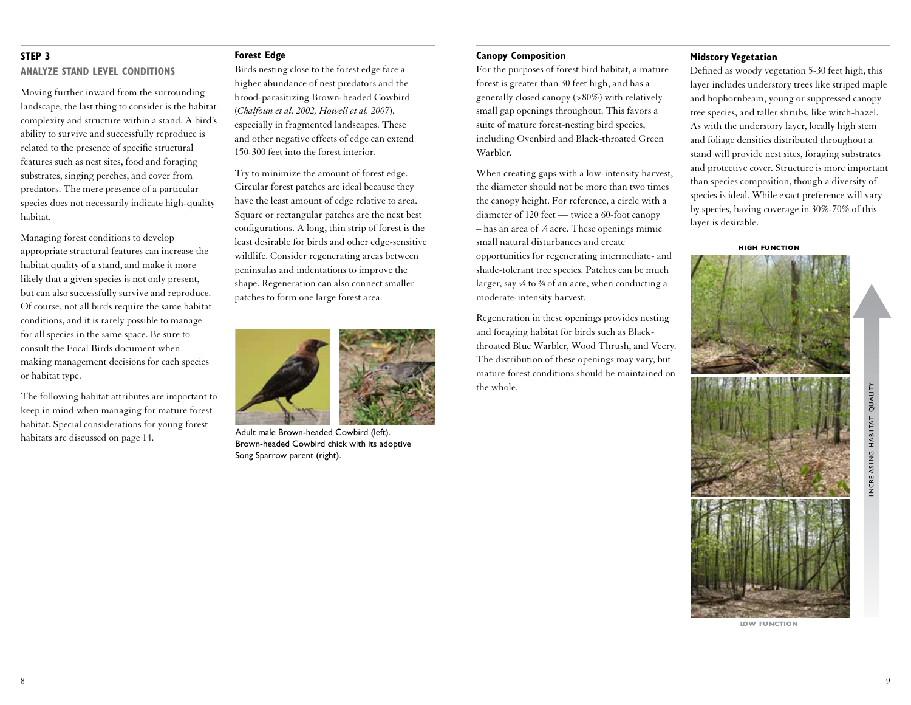## STEP 3

### ANALYZE STAND LEVEL CONDITIONS

Moving further inward from the surrounding landscape, the last thing to consider is the habitat complexity and structure within a stand. A bird's ability to survive and successfully reproduce is related to the presence of specific structural features such as nest sites, food and foraging substrates, singing perches, and cover from predators. The mere presence of a particular species does not necessarily indicate high-quality habitat.

Managing forest conditions to develop appropriate structural features can increase the habitat quality of a stand, and make it more likely that a given species is not only present, but can also successfully survive and reproduce. Of course, not all birds require the same habitat conditions, and it is rarely possible to manage for all species in the same space. Be sure to consult the Focal Birds document when making management decisions for each species or habitat type.

The following habitat attributes are important to keep in mind when managing for mature forest habitat. Special considerations for young forest habitats are discussed on page 14.

### Forest Edge

Birds nesting close to the forest edge face a higher abundance of nest predators and the brood-parasitizing Brown-headed Cowbird (*Chalfoun et al. 2002, Howell et al. 2007*), especially in fragmented landscapes. These and other negative effects of edge can extend 150-300 feet into the forest interior.

Try to minimize the amount of forest edge. Circular forest patches are ideal because they have the least amount of edge relative to area. Square or rectangular patches are the next best configurations. A long, thin strip of forest is the least desirable for birds and other edge-sensitive wildlife. Consider regenerating areas between peninsulas and indentations to improve the shape. Regeneration can also connect smaller patches to form one large forest area.

Adult male Brown-headed Cowbird (left). Brown-headed Cowbird chick with its adoptive Song Sparrow parent (right).

### Canopy Composition

For the purposes of forest bird habitat, a mature forest is greater than 30 feet high, and has a generally closed canopy (>80%) with relatively small gap openings throughout. This favors a suite of mature forest-nesting bird species, including Ovenbird and Black-throated Green Warbler.

When creating gaps with a low-intensity harvest, the diameter should not be more than two times the canopy height. For reference, a circle with a diameter of 120 feet — twice a 60-foot canopy – has an area of ¼ acre. These openings mimic small natural disturbances and create opportunities for regenerating intermediate- and shade-tolerant tree species. Patches can be much larger, say ¼ to ¾ of an acre, when conducting a moderate-intensity harvest.

Regeneration in these openings provides nesting and foraging habitat for birds such as Black-throated Blue Warbler, Wood Thrush, and Veery. The distribution of these openings may vary, but mature forest conditions should be maintained on the whole.

### Midstory Vegetation

Defined as woody vegetation 5-30 feet high, this layer includes understory trees like striped maple and hophornbeam, young or suppressed canopy tree species, and taller shrubs, like witch-hazel. As with the understory layer, locally high stem and foliage densities distributed throughout a stand will provide nest sites, foraging substrates and protective cover. Structure is more important than species composition, though a diversity of species is ideal. While exact preference will vary by species, having coverage in 30%-70% of this layer is desirable.

HIGH FUNCTION

INCREASING HABITAT QUALITY

LOW FUNCTION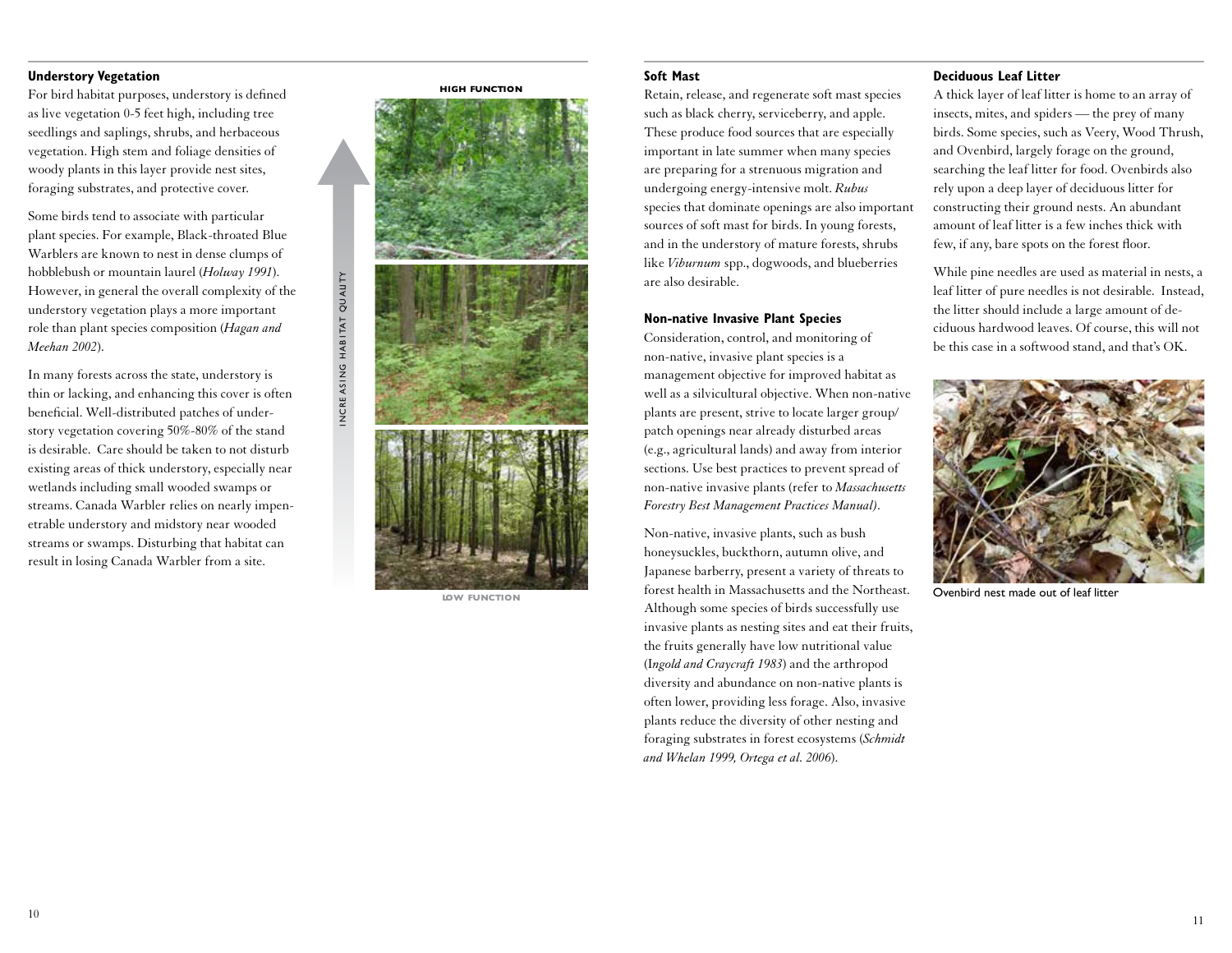### Understory Vegetation

For bird habitat purposes, understory is defined as live vegetation 0-5 feet high, including tree seedlings and saplings, shrubs, and herbaceous vegetation. High stem and foliage densities of woody plants in this layer provide nest sites, foraging substrates, and protective cover.

Some birds tend to associate with particular plant species. For example, Black-throated Blue Warblers are known to nest in dense clumps of hobblebush or mountain laurel (*Holway 1991*). However, in general the overall complexity of the understory vegetation plays a more important role than plant species composition (*Hagan and Meehan 2002*).

In many forests across the state, understory is thin or lacking, and enhancing this cover is often beneficial. Well-distributed patches of understory vegetation covering 50%-80% of the stand is desirable. Care should be taken to not disturb existing areas of thick understory, especially near wetlands including small wooded swamps or streams. Canada Warbler relies on nearly impenetrable understory and midstory near wooded streams or swamps. Disturbing that habitat can result in losing Canada Warbler from a site.

HIGH FUNCTION

INCREASING HABITAT QUALITY

LOW FUNCTION

### Soft Mast

Retain, release, and regenerate soft mast species such as black cherry, serviceberry, and apple. These produce food sources that are especially important in late summer when many species are preparing for a strenuous migration and undergoing energy-intensive molt. *Rubus* species that dominate openings are also important sources of soft mast for birds. In young forests, and in the understory of mature forests, shrubs like *Viburnum* spp., dogwoods, and blueberries are also desirable.

### Non-native Invasive Plant Species

Consideration, control, and monitoring of non-native, invasive plant species is a management objective for improved habitat as well as a silvicultural objective. When non-native plants are present, strive to locate larger group/patch openings near already disturbed areas (e.g., agricultural lands) and away from interior sections. Use best practices to prevent spread of non-native invasive plants (refer to *Massachusetts Forestry Best Management Practices Manual)*.

Non-native, invasive plants, such as bush honeysuckles, buckthorn, autumn olive, and Japanese barberry, present a variety of threats to forest health in Massachusetts and the Northeast. Although some species of birds successfully use invasive plants as nesting sites and eat their fruits, the fruits generally have low nutritional value (*Ingold and Craycraft 1983*) and the arthropod diversity and abundance on non-native plants is often lower, providing less forage. Also, invasive plants reduce the diversity of other nesting and foraging substrates in forest ecosystems (*Schmidt and Whelan 1999, Ortega et al. 2006*).

### Deciduous Leaf Litter

A thick layer of leaf litter is home to an array of insects, mites, and spiders — the prey of many birds. Some species, such as Veery, Wood Thrush, and Ovenbird, largely forage on the ground, searching the leaf litter for food. Ovenbirds also rely upon a deep layer of deciduous litter for constructing their ground nests. An abundant amount of leaf litter is a few inches thick with few, if any, bare spots on the forest floor.

While pine needles are used as material in nests, a leaf litter of pure needles is not desirable. Instead, the litter should include a large amount of deciduous hardwood leaves. Of course, this will not be this case in a softwood stand, and that's OK.

Ovenbird nest made out of leaf litter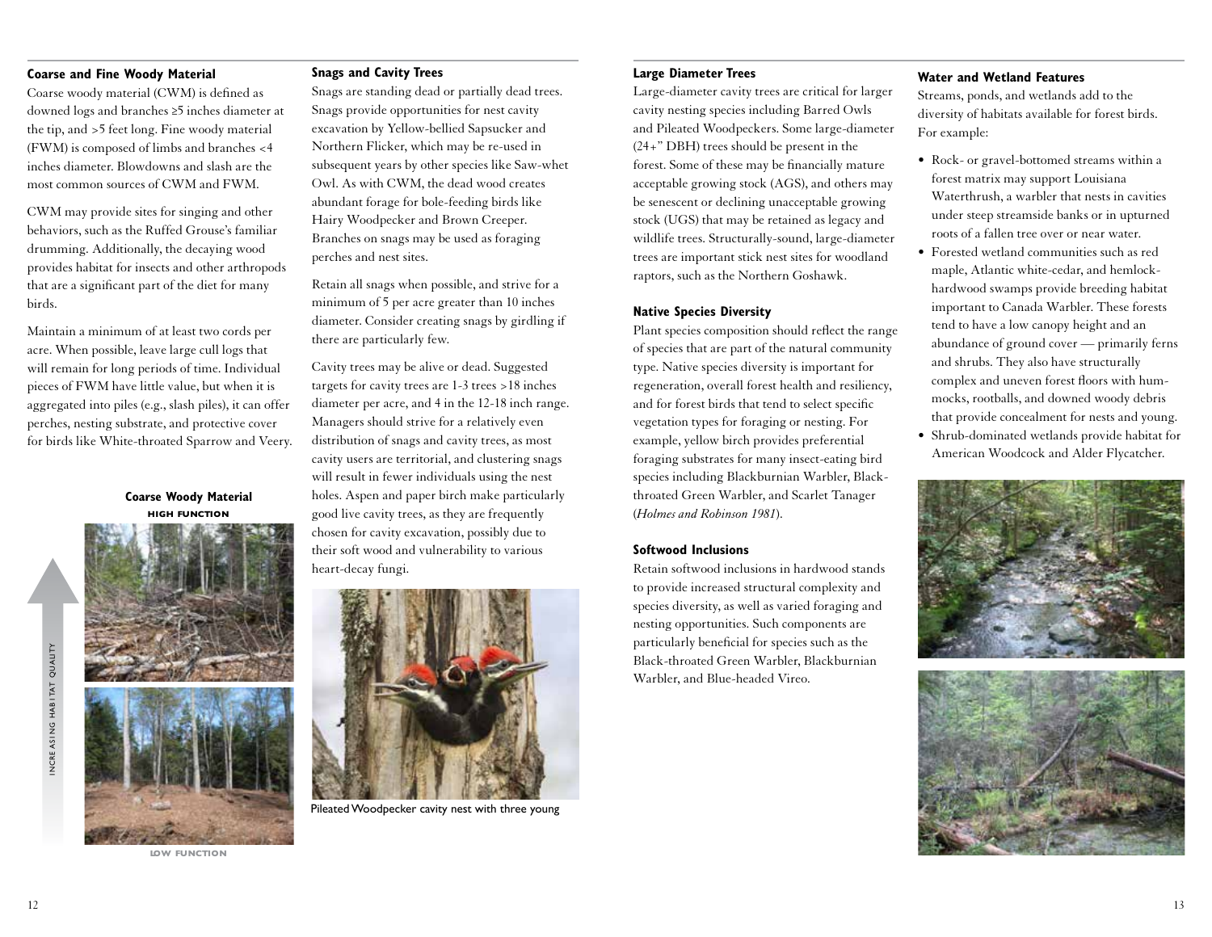### Coarse and Fine Woody Material

Coarse woody material (CWM) is defined as downed logs and branches ≥5 inches diameter at the tip, and >5 feet long. Fine woody material (FWM) is composed of limbs and branches <4 inches diameter. Blowdowns and slash are the most common sources of CWM and FWM.

CWM may provide sites for singing and other behaviors, such as the Ruffed Grouse's familiar drumming. Additionally, the decaying wood provides habitat for insects and other arthropods that are a significant part of the diet for many birds.

Maintain a minimum of at least two cords per acre. When possible, leave large cull logs that will remain for long periods of time. Individual pieces of FWM have little value, but when it is aggregated into piles (e.g., slash piles), it can offer perches, nesting substrate, and protective cover for birds like White-throated Sparrow and Veery.

**Coarse Woody Material**

HIGH FUNCTION

INCREASING HABITAT QUALITY

LOW FUNCTION

### Snags and Cavity Trees

Snags are standing dead or partially dead trees. Snags provide opportunities for nest cavity excavation by Yellow-bellied Sapsucker and Northern Flicker, which may be re-used in subsequent years by other species like Saw-whet Owl. As with CWM, the dead wood creates abundant forage for bole-feeding birds like Hairy Woodpecker and Brown Creeper. Branches on snags may be used as foraging perches and nest sites.

Retain all snags when possible, and strive for a minimum of 5 per acre greater than 10 inches diameter. Consider creating snags by girdling if there are particularly few.

Cavity trees may be alive or dead. Suggested targets for cavity trees are 1-3 trees >18 inches diameter per acre, and 4 in the 12-18 inch range. Managers should strive for a relatively even distribution of snags and cavity trees, as most cavity users are territorial, and clustering snags will result in fewer individuals using the nest holes. Aspen and paper birch make particularly good live cavity trees, as they are frequently chosen for cavity excavation, possibly due to their soft wood and vulnerability to various heart-decay fungi.

Pileated Woodpecker cavity nest with three young

### Large Diameter Trees

Large-diameter cavity trees are critical for larger cavity nesting species including Barred Owls and Pileated Woodpeckers. Some large-diameter (24+" DBH) trees should be present in the forest. Some of these may be financially mature acceptable growing stock (AGS), and others may be senescent or declining unacceptable growing stock (UGS) that may be retained as legacy and wildlife trees. Structurally-sound, large-diameter trees are important stick nest sites for woodland raptors, such as the Northern Goshawk.

### Native Species Diversity

Plant species composition should reflect the range of species that are part of the natural community type. Native species diversity is important for regeneration, overall forest health and resiliency, and for forest birds that tend to select specific vegetation types for foraging or nesting. For example, yellow birch provides preferential foraging substrates for many insect-eating bird species including Blackburnian Warbler, Black-throated Green Warbler, and Scarlet Tanager (*Holmes and Robinson 1981*).

### Softwood Inclusions

Retain softwood inclusions in hardwood stands to provide increased structural complexity and species diversity, as well as varied foraging and nesting opportunities. Such components are particularly beneficial for species such as the Black-throated Green Warbler, Blackburnian Warbler, and Blue-headed Vireo.

### Water and Wetland Features

Streams, ponds, and wetlands add to the diversity of habitats available for forest birds. For example:

- Rock- or gravel-bottomed streams within a forest matrix may support Louisiana Waterthrush, a warbler that nests in cavities under steep streamside banks or in upturned roots of a fallen tree over or near water.
- Forested wetland communities such as red maple, Atlantic white-cedar, and hemlock-hardwood swamps provide breeding habitat important to Canada Warbler. These forests tend to have a low canopy height and an abundance of ground cover — primarily ferns and shrubs. They also have structurally complex and uneven forest floors with hummocks, rootballs, and downed woody debris that provide concealment for nests and young.
- Shrub-dominated wetlands provide habitat for American Woodcock and Alder Flycatcher.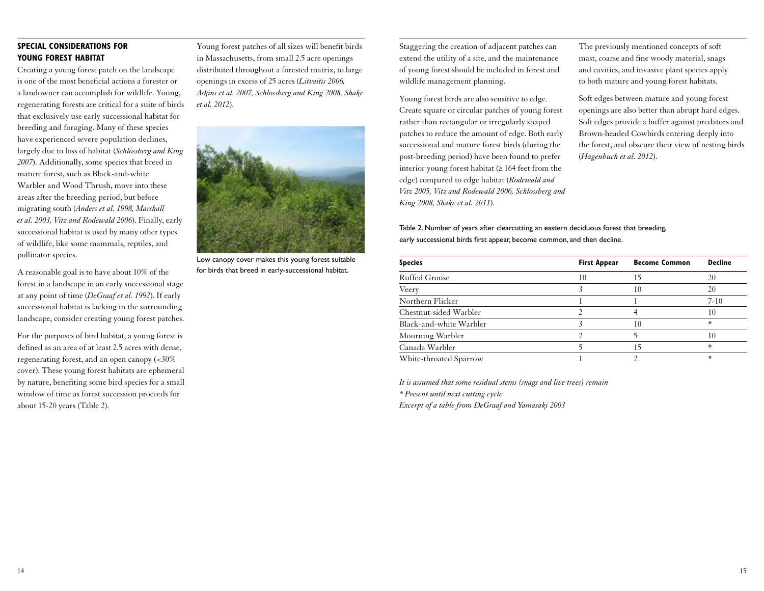## SPECIAL CONSIDERATIONS FOR YOUNG FOREST HABITAT

Creating a young forest patch on the landscape is one of the most beneficial actions a forester or a landowner can accomplish for wildlife. Young, regenerating forests are critical for a suite of birds that exclusively use early successional habitat for breeding and foraging. Many of these species have experienced severe population declines, largely due to loss of habitat (*Schlossberg and King 2007*). Additionally, some species that breed in mature forest, such as Black-and-white Warbler and Wood Thrush, move into these areas after the breeding period, but before migrating south (*Anders et al. 1998, Marshall et al. 2003, Vitz and Rodewald 2006*). Finally, early successional habitat is used by many other types of wildlife, like some mammals, reptiles, and pollinator species.

A reasonable goal is to have about 10% of the forest in a landscape in an early successional stage at any point of time (*DeGraaf et al. 1992*). If early successional habitat is lacking in the surrounding landscape, consider creating young forest patches.

For the purposes of bird habitat, a young forest is defined as an area of at least 2.5 acres with dense, regenerating forest, and an open canopy (<30% cover). These young forest habitats are ephemeral by nature, benefiting some bird species for a small window of time as forest succession proceeds for about 15-20 years (Table 2).

Young forest patches of all sizes will benefit birds in Massachusetts, from small 2.5 acre openings distributed throughout a forested matrix, to large openings in excess of 25 acres (*Litvaitis 2006, Askins et al. 2007, Schlossberg and King 2008, Shake et al. 2012*).

Low canopy cover makes this young forest suitable for birds that breed in early-successional habitat.

Staggering the creation of adjacent patches can extend the utility of a site, and the maintenance of young forest should be included in forest and wildlife management planning.

Young forest birds are also sensitive to edge. Create square or circular patches of young forest rather than rectangular or irregularly shaped patches to reduce the amount of edge. Both early successional and mature forest birds (during the post-breeding period) have been found to prefer interior young forest habitat (≥ 164 feet from the edge) compared to edge habitat (*Rodewald and Vitz 2005, Vitz and Rodewald 2006, Schlossberg and King 2008, Shake et al. 2011*).

The previously mentioned concepts of soft mast, coarse and fine woody material, snags and cavities, and invasive plant species apply to both mature and young forest habitats.

Soft edges between mature and young forest openings are also better than abrupt hard edges. Soft edges provide a buffer against predators and Brown-headed Cowbirds entering deeply into the forest, and obscure their view of nesting birds (*Hagenbuch et al. 2012*).

Table 2. Number of years after clearcutting an eastern deciduous forest that breeding, early successional birds first appear, become common, and then decline.

| Species | First Appear | Become Common | Decline |
|---|---|---|---|
| Ruffed Grouse | 10 | 15 | 20 |
| Veery | 3 | 10 | 20 |
| Northern Flicker | 1 | 1 | 7-10 |
| Chestnut-sided Warbler | 2 | 4 | 10 |
| Black-and-white Warbler | 3 | 10 | * |
| Mourning Warbler | 2 | 5 | 10 |
| Canada Warbler | 5 | 15 | * |
| White-throated Sparrow | 1 | 2 | * |

*It is assumed that some residual stems (snags and live trees) remain*

*\* Present until next cutting cycle*

*Excerpt of a table from DeGraaf and Yamasaki 2003*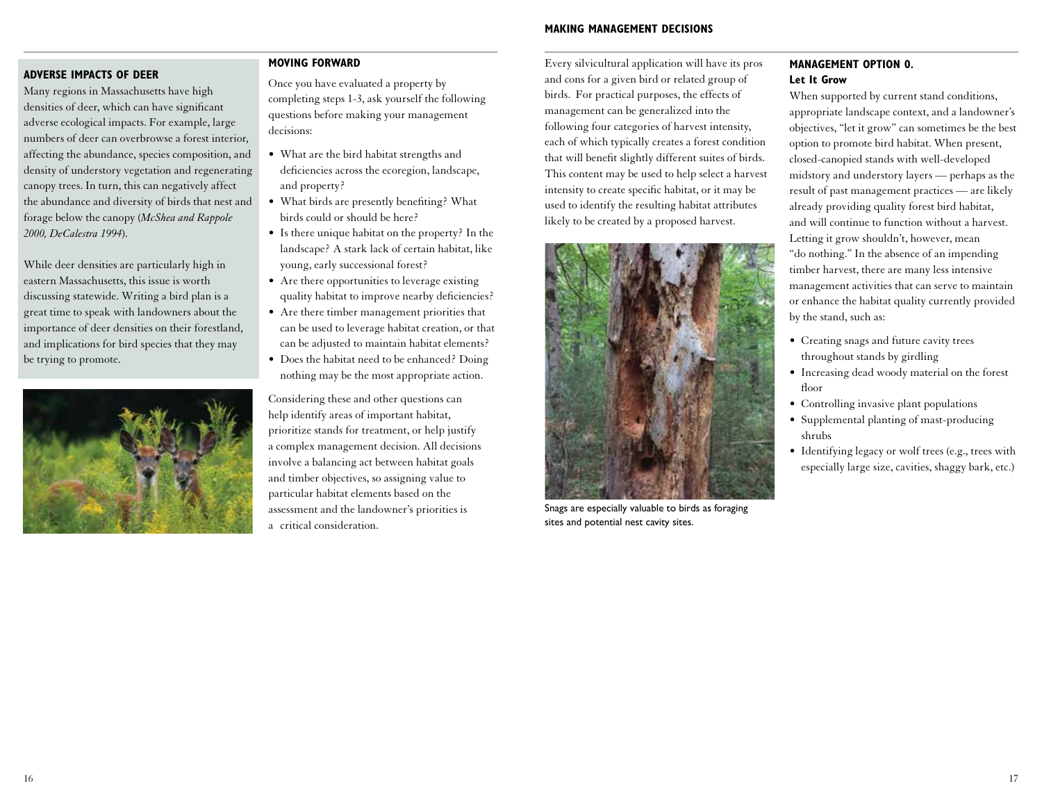## ADVERSE IMPACTS OF DEER

Many regions in Massachusetts have high densities of deer, which can have significant adverse ecological impacts. For example, large numbers of deer can overbrowse a forest interior, affecting the abundance, species composition, and density of understory vegetation and regenerating canopy trees. In turn, this can negatively affect the abundance and diversity of birds that nest and forage below the canopy (*McShea and Rappole 2000, DeCalestra 1994*).

While deer densities are particularly high in eastern Massachusetts, this issue is worth discussing statewide. Writing a bird plan is a great time to speak with landowners about the importance of deer densities on their forestland, and implications for bird species that they may be trying to promote.

## MOVING FORWARD

Once you have evaluated a property by completing steps 1-3, ask yourself the following questions before making your management decisions:

- What are the bird habitat strengths and deficiencies across the ecoregion, landscape, and property?
- What birds are presently benefiting? What birds could or should be here?
- Is there unique habitat on the property? In the landscape? A stark lack of certain habitat, like young, early successional forest?
- Are there opportunities to leverage existing quality habitat to improve nearby deficiencies?
- Are there timber management priorities that can be used to leverage habitat creation, or that can be adjusted to maintain habitat elements?
- Does the habitat need to be enhanced? Doing nothing may be the most appropriate action.

Considering these and other questions can help identify areas of important habitat, prioritize stands for treatment, or help justify a complex management decision. All decisions involve a balancing act between habitat goals and timber objectives, so assigning value to particular habitat elements based on the assessment and the landowner's priorities is a critical consideration.

# MAKING MANAGEMENT DECISIONS

Every silvicultural application will have its pros and cons for a given bird or related group of birds. For practical purposes, the effects of management can be generalized into the following four categories of harvest intensity, each of which typically creates a forest condition that will benefit slightly different suites of birds. This content may be used to help select a harvest intensity to create specific habitat, or it may be used to identify the resulting habitat attributes likely to be created by a proposed harvest.

Snags are especially valuable to birds as foraging sites and potential nest cavity sites.

## MANAGEMENT OPTION 0. Let It Grow

When supported by current stand conditions, appropriate landscape context, and a landowner's objectives, "let it grow" can sometimes be the best option to promote bird habitat. When present, closed-canopied stands with well-developed midstory and understory layers — perhaps as the result of past management practices — are likely already providing quality forest bird habitat, and will continue to function without a harvest. Letting it grow shouldn't, however, mean "do nothing." In the absence of an impending timber harvest, there are many less intensive management activities that can serve to maintain or enhance the habitat quality currently provided by the stand, such as:

- Creating snags and future cavity trees throughout stands by girdling
- Increasing dead woody material on the forest floor
- Controlling invasive plant populations
- Supplemental planting of mast-producing shrubs
- Identifying legacy or wolf trees (e.g., trees with especially large size, cavities, shaggy bark, etc.)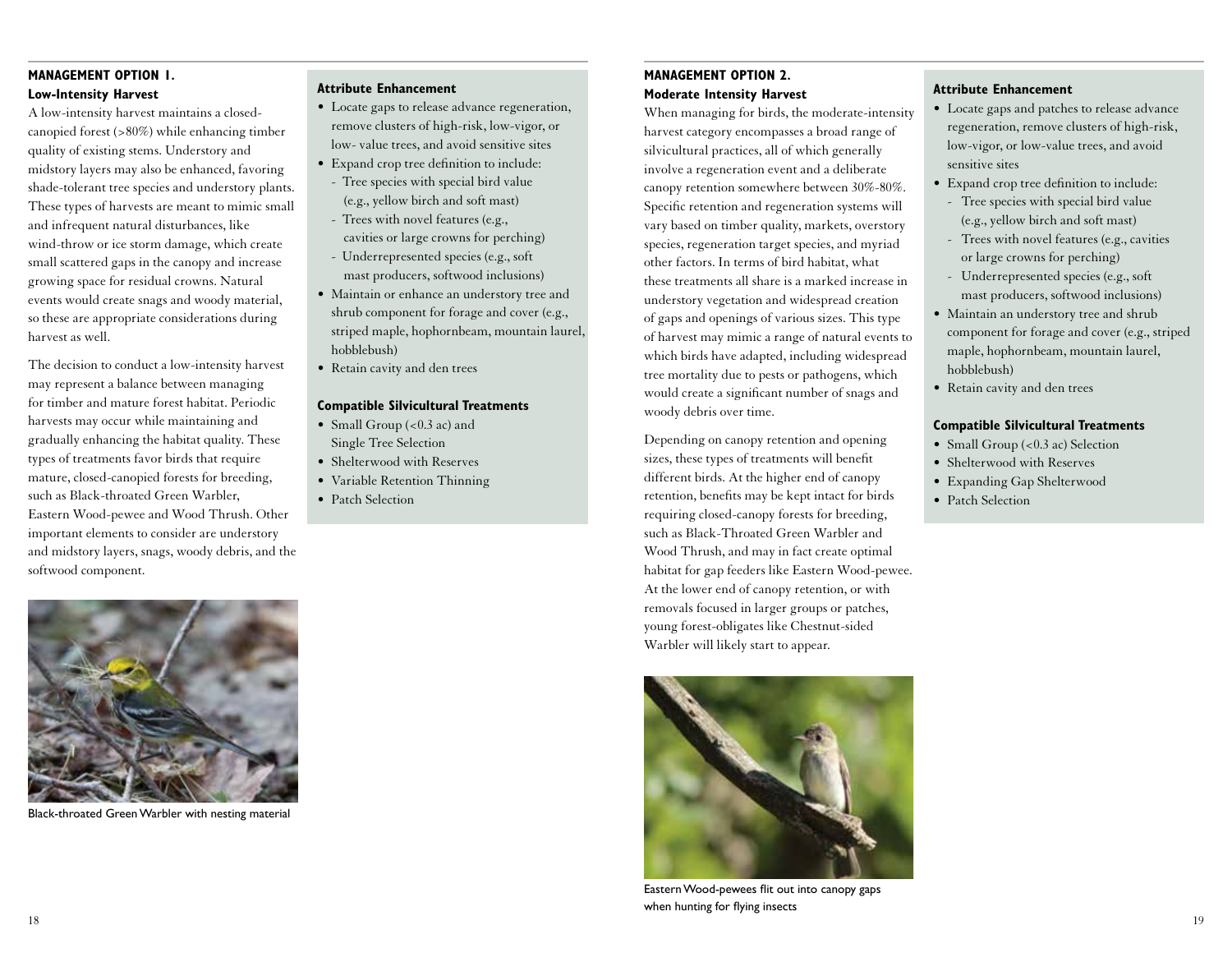## MANAGEMENT OPTION 1.

### Low-Intensity Harvest

A low-intensity harvest maintains a closed-canopied forest (>80%) while enhancing timber quality of existing stems. Understory and midstory layers may also be enhanced, favoring shade-tolerant tree species and understory plants. These types of harvests are meant to mimic small and infrequent natural disturbances, like wind-throw or ice storm damage, which create small scattered gaps in the canopy and increase growing space for residual crowns. Natural events would create snags and woody material, so these are appropriate considerations during harvest as well.

The decision to conduct a low-intensity harvest may represent a balance between managing for timber and mature forest habitat. Periodic harvests may occur while maintaining and gradually enhancing the habitat quality. These types of treatments favor birds that require mature, closed-canopied forests for breeding, such as Black-throated Green Warbler, Eastern Wood-pewee and Wood Thrush. Other important elements to consider are understory and midstory layers, snags, woody debris, and the softwood component.

Black-throated Green Warbler with nesting material

#### Attribute Enhancement

- Locate gaps to release advance regeneration, remove clusters of high-risk, low-vigor, or low- value trees, and avoid sensitive sites
- Expand crop tree definition to include:
  - Tree species with special bird value (e.g., yellow birch and soft mast)
  - Trees with novel features (e.g., cavities or large crowns for perching)
  - Underrepresented species (e.g., soft mast producers, softwood inclusions)
- Maintain or enhance an understory tree and shrub component for forage and cover (e.g., striped maple, hophornbeam, mountain laurel, hobblebush)
- Retain cavity and den trees

#### Compatible Silvicultural Treatments

- Small Group (<0.3 ac) and Single Tree Selection
- Shelterwood with Reserves
- Variable Retention Thinning
- Patch Selection

## MANAGEMENT OPTION 2.

### Moderate Intensity Harvest

When managing for birds, the moderate-intensity harvest category encompasses a broad range of silvicultural practices, all of which generally involve a regeneration event and a deliberate canopy retention somewhere between 30%-80%. Specific retention and regeneration systems will vary based on timber quality, markets, overstory species, regeneration target species, and myriad other factors. In terms of bird habitat, what these treatments all share is a marked increase in understory vegetation and widespread creation of gaps and openings of various sizes. This type of harvest may mimic a range of natural events to which birds have adapted, including widespread tree mortality due to pests or pathogens, which would create a significant number of snags and woody debris over time.

Depending on canopy retention and opening sizes, these types of treatments will benefit different birds. At the higher end of canopy retention, benefits may be kept intact for birds requiring closed-canopy forests for breeding, such as Black-Throated Green Warbler and Wood Thrush, and may in fact create optimal habitat for gap feeders like Eastern Wood-pewee. At the lower end of canopy retention, or with removals focused in larger groups or patches, young forest-obligates like Chestnut-sided Warbler will likely start to appear.

Eastern Wood-pewees flit out into canopy gaps when hunting for flying insects

#### Attribute Enhancement

- Locate gaps and patches to release advance regeneration, remove clusters of high-risk, low-vigor, or low-value trees, and avoid sensitive sites
- Expand crop tree definition to include:
  - Tree species with special bird value (e.g., yellow birch and soft mast)
  - Trees with novel features (e.g., cavities or large crowns for perching)
  - Underrepresented species (e.g., soft mast producers, softwood inclusions)
- Maintain an understory tree and shrub component for forage and cover (e.g., striped maple, hophornbeam, mountain laurel, hobblebush)
- Retain cavity and den trees

#### Compatible Silvicultural Treatments

- Small Group (<0.3 ac) Selection
- Shelterwood with Reserves
- Expanding Gap Shelterwood
- Patch Selection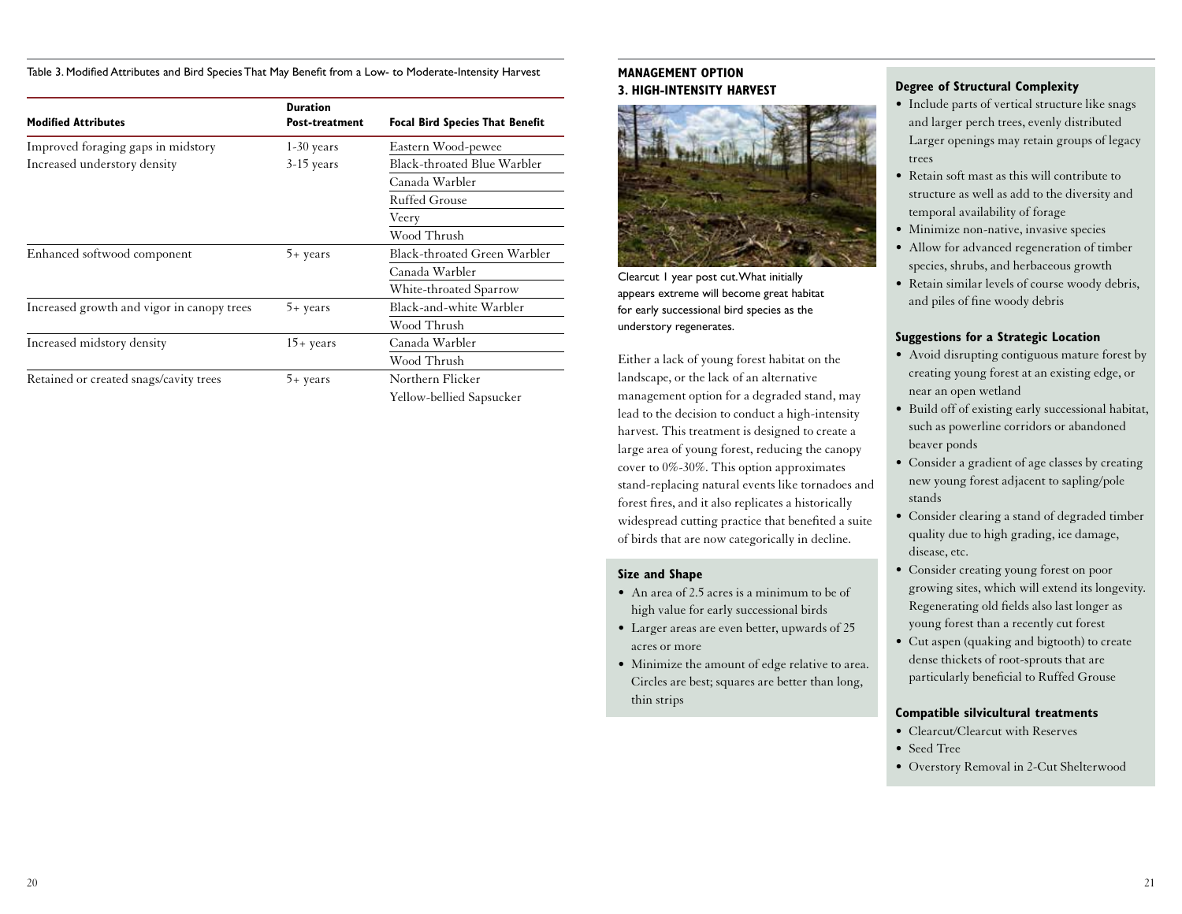Table 3. Modified Attributes and Bird Species That May Benefit from a Low- to Moderate-Intensity Harvest

| Modified Attributes | Duration Post-treatment | Focal Bird Species That Benefit |
|---|---|---|
| Improved foraging gaps in midstory | 1-30 years | Eastern Wood-pewee |
| Increased understory density | 3-15 years | Black-throated Blue Warbler |
| | | Canada Warbler |
| | | Ruffed Grouse |
| | | Veery |
| | | Wood Thrush |
| Enhanced softwood component | 5+ years | Black-throated Green Warbler |
| | | Canada Warbler |
| | | White-throated Sparrow |
| Increased growth and vigor in canopy trees | 5+ years | Black-and-white Warbler |
| | | Wood Thrush |
| Increased midstory density | 15+ years | Canada Warbler |
| | | Wood Thrush |
| Retained or created snags/cavity trees | 5+ years | Northern Flicker |
| | | Yellow-bellied Sapsucker |

## MANAGEMENT OPTION 3. HIGH-INTENSITY HARVEST

Clearcut 1 year post cut. What initially appears extreme will become great habitat for early successional bird species as the understory regenerates.

Either a lack of young forest habitat on the landscape, or the lack of an alternative management option for a degraded stand, may lead to the decision to conduct a high-intensity harvest. This treatment is designed to create a large area of young forest, reducing the canopy cover to 0%-30%. This option approximates stand-replacing natural events like tornadoes and forest fires, and it also replicates a historically widespread cutting practice that benefited a suite of birds that are now categorically in decline.

### Size and Shape

- An area of 2.5 acres is a minimum to be of high value for early successional birds
- Larger areas are even better, upwards of 25 acres or more
- Minimize the amount of edge relative to area. Circles are best; squares are better than long, thin strips

### Degree of Structural Complexity

- Include parts of vertical structure like snags and larger perch trees, evenly distributed Larger openings may retain groups of legacy trees
- Retain soft mast as this will contribute to structure as well as add to the diversity and temporal availability of forage
- Minimize non-native, invasive species
- Allow for advanced regeneration of timber species, shrubs, and herbaceous growth
- Retain similar levels of course woody debris, and piles of fine woody debris

### Suggestions for a Strategic Location

- Avoid disrupting contiguous mature forest by creating young forest at an existing edge, or near an open wetland
- Build off of existing early successional habitat, such as powerline corridors or abandoned beaver ponds
- Consider a gradient of age classes by creating new young forest adjacent to sapling/pole stands
- Consider clearing a stand of degraded timber quality due to high grading, ice damage, disease, etc.
- Consider creating young forest on poor growing sites, which will extend its longevity. Regenerating old fields also last longer as young forest than a recently cut forest
- Cut aspen (quaking and bigtooth) to create dense thickets of root-sprouts that are particularly beneficial to Ruffed Grouse

### Compatible silvicultural treatments

- Clearcut/Clearcut with Reserves
- Seed Tree
- Overstory Removal in 2-Cut Shelterwood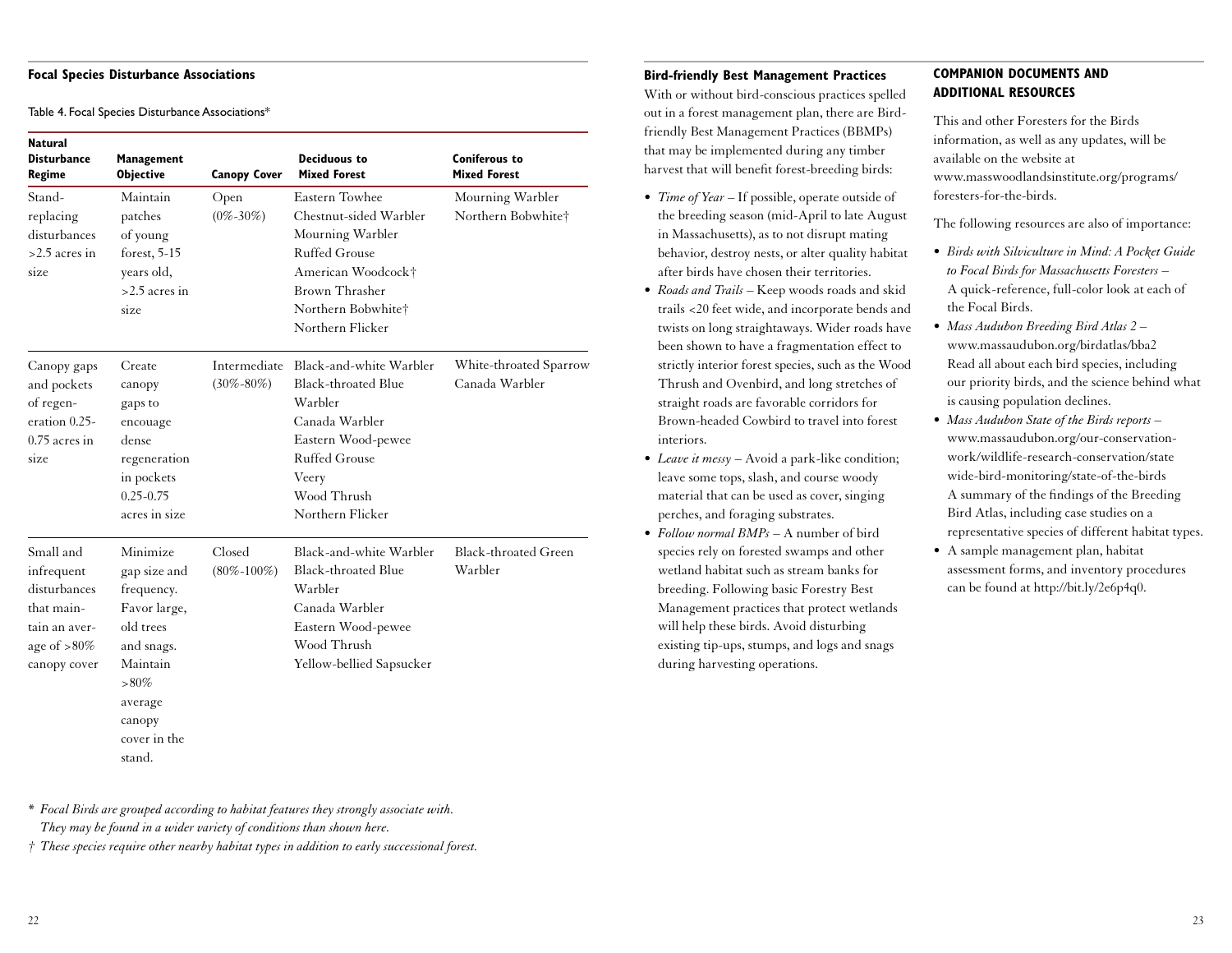## Focal Species Disturbance Associations

Table 4. Focal Species Disturbance Associations*

| Natural Disturbance Regime | Management Objective | Canopy Cover | Deciduous to Mixed Forest | Coniferous to Mixed Forest |
|---|---|---|---|---|
| Stand-replacing disturbances >2.5 acres in size | Maintain patches of young forest, 5-15 years old, >2.5 acres in size | Open (0%-30%) | Eastern Towhee<br>Chestnut-sided Warbler<br>Mourning Warbler<br>Ruffed Grouse<br>American Woodcock†<br>Brown Thrasher<br>Northern Bobwhite†<br>Northern Flicker | Mourning Warbler<br>Northern Bobwhite† |
| Canopy gaps and pockets of regeneration 0.25-0.75 acres in size | Create canopy gaps to encouage dense regeneration in pockets 0.25-0.75 acres in size | Intermediate (30%-80%) | Black-and-white Warbler<br>Black-throated Blue Warbler<br>Canada Warbler<br>Eastern Wood-pewee<br>Ruffed Grouse<br>Veery<br>Wood Thrush<br>Northern Flicker | White-throated Sparrow<br>Canada Warbler |
| Small and infrequent disturbances that maintain an average of >80% canopy cover | Minimize gap size and frequency. Favor large, old trees and snags. Maintain >80% average canopy cover in the stand. | Closed (80%-100%) | Black-and-white Warbler<br>Black-throated Blue Warbler<br>Canada Warbler<br>Eastern Wood-pewee<br>Wood Thrush<br>Yellow-bellied Sapsucker | Black-throated Green Warbler |

\* *Focal Birds are grouped according to habitat features they strongly associate with. They may be found in a wider variety of conditions than shown here.*

† *These species require other nearby habitat types in addition to early successional forest.*

### Bird-friendly Best Management Practices

With or without bird-conscious practices spelled out in a forest management plan, there are Bird-friendly Best Management Practices (BBMPs) that may be implemented during any timber harvest that will benefit forest-breeding birds:

- *Time of Year* – If possible, operate outside of the breeding season (mid-April to late August in Massachusetts), as to not disrupt mating behavior, destroy nests, or alter quality habitat after birds have chosen their territories.
- *Roads and Trails* – Keep woods roads and skid trails <20 feet wide, and incorporate bends and twists on long straightaways. Wider roads have been shown to have a fragmentation effect to strictly interior forest species, such as the Wood Thrush and Ovenbird, and long stretches of straight roads are favorable corridors for Brown-headed Cowbird to travel into forest interiors.
- *Leave it messy* – Avoid a park-like condition; leave some tops, slash, and course woody material that can be used as cover, singing perches, and foraging substrates.
- *Follow normal BMPs* – A number of bird species rely on forested swamps and other wetland habitat such as stream banks for breeding. Following basic Forestry Best Management practices that protect wetlands will help these birds. Avoid disturbing existing tip-ups, stumps, and logs and snags during harvesting operations.

## COMPANION DOCUMENTS AND ADDITIONAL RESOURCES

This and other Foresters for the Birds information, as well as any updates, will be available on the website at www.masswoodlandsinstitute.org/programs/foresters-for-the-birds.

The following resources are also of importance:

- *Birds with Silviculture in Mind: A Pocket Guide to Focal Birds for Massachusetts Foresters* – A quick-reference, full-color look at each of the Focal Birds.
- *Mass Audubon Breeding Bird Atlas 2* – www.massaudubon.org/birdatlas/bba2 Read all about each bird species, including our priority birds, and the science behind what is causing population declines.
- *Mass Audubon State of the Birds reports* – www.massaudubon.org/our-conservation-work/wildlife-research-conservation/statewide-bird-monitoring/state-of-the-birds A summary of the findings of the Breeding Bird Atlas, including case studies on a representative species of different habitat types.
- A sample management plan, habitat assessment forms, and inventory procedures can be found at http://bit.ly/2e6p4q0.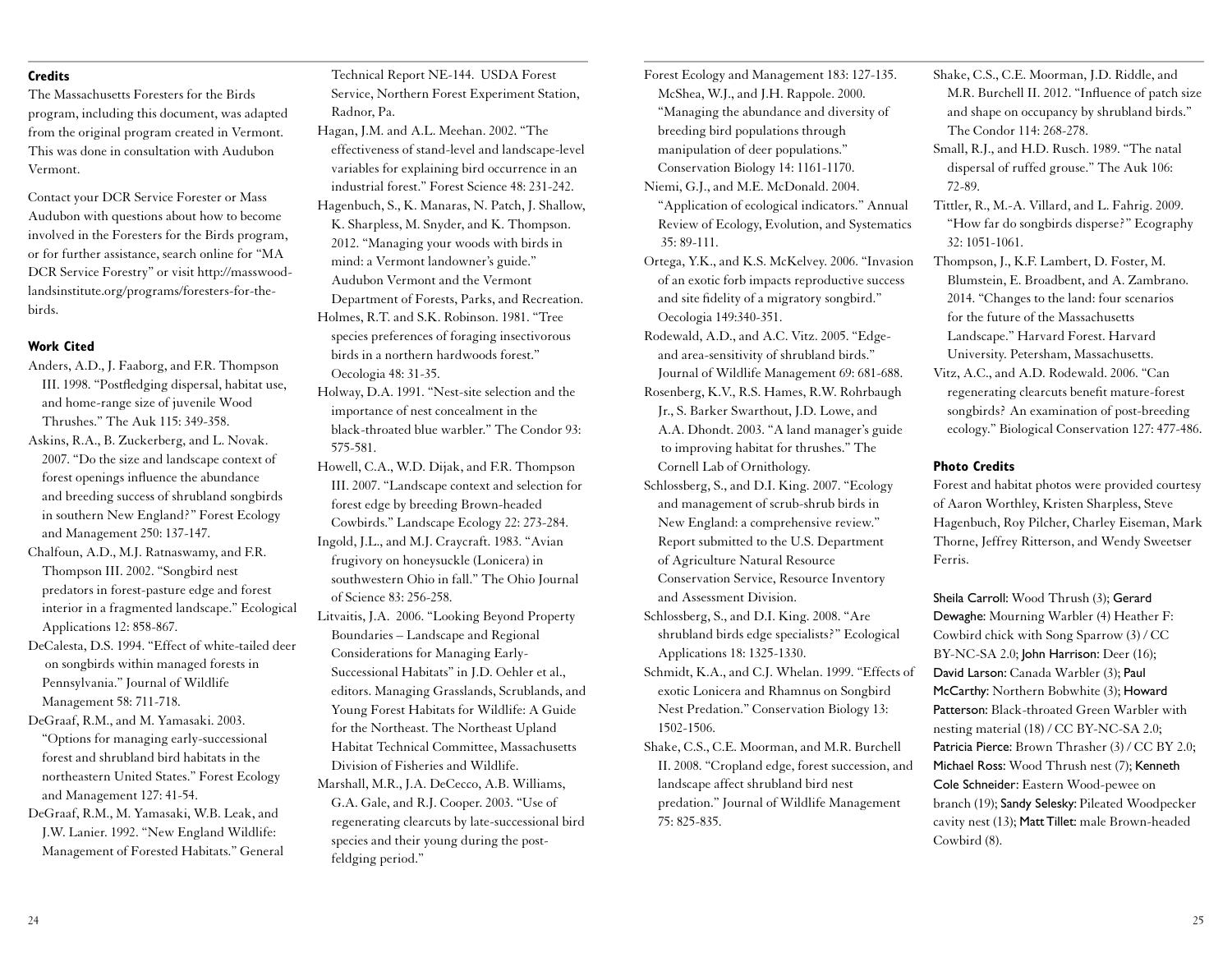## Credits

The Massachusetts Foresters for the Birds program, including this document, was adapted from the original program created in Vermont. This was done in consultation with Audubon Vermont.

Contact your DCR Service Forester or Mass Audubon with questions about how to become involved in the Foresters for the Birds program, or for further assistance, search online for "MA DCR Service Forestry" or visit http://masswoodlandsinstitute.org/programs/foresters-for-the-birds.

## Work Cited

Anders, A.D., J. Faaborg, and F.R. Thompson III. 1998. "Postfledging dispersal, habitat use, and home-range size of juvenile Wood Thrushes." The Auk 115: 349-358.

Askins, R.A., B. Zuckerberg, and L. Novak. 2007. "Do the size and landscape context of forest openings influence the abundance and breeding success of shrubland songbirds in southern New England?" Forest Ecology and Management 250: 137-147.

Chalfoun, A.D., M.J. Ratnaswamy, and F.R. Thompson III. 2002. "Songbird nest predators in forest-pasture edge and forest interior in a fragmented landscape." Ecological Applications 12: 858-867.

DeCalesta, D.S. 1994. "Effect of white-tailed deer on songbirds within managed forests in Pennsylvania." Journal of Wildlife Management 58: 711-718.

DeGraaf, R.M., and M. Yamasaki. 2003. "Options for managing early-successional forest and shrubland bird habitats in the northeastern United States." Forest Ecology and Management 127: 41-54.

DeGraaf, R.M., M. Yamasaki, W.B. Leak, and J.W. Lanier. 1992. "New England Wildlife: Management of Forested Habitats." General Technical Report NE-144. USDA Forest Service, Northern Forest Experiment Station, Radnor, Pa.

Hagan, J.M. and A.L. Meehan. 2002. "The effectiveness of stand-level and landscape-level variables for explaining bird occurrence in an industrial forest." Forest Science 48: 231-242.

Hagenbuch, S., K. Manaras, N. Patch, J. Shallow, K. Sharpless, M. Snyder, and K. Thompson. 2012. "Managing your woods with birds in mind: a Vermont landowner's guide." Audubon Vermont and the Vermont Department of Forests, Parks, and Recreation.

Holmes, R.T. and S.K. Robinson. 1981. "Tree species preferences of foraging insectivorous birds in a northern hardwoods forest." Oecologia 48: 31-35.

Holway, D.A. 1991. "Nest-site selection and the importance of nest concealment in the black-throated blue warbler." The Condor 93: 575-581.

Howell, C.A., W.D. Dijak, and F.R. Thompson III. 2007. "Landscape context and selection for forest edge by breeding Brown-headed Cowbirds." Landscape Ecology 22: 273-284.

Ingold, J.L., and M.J. Craycraft. 1983. "Avian frugivory on honeysuckle (Lonicera) in southwestern Ohio in fall." The Ohio Journal of Science 83: 256-258.

Litvaitis, J.A. 2006. "Looking Beyond Property Boundaries – Landscape and Regional Considerations for Managing Early-Successional Habitats" in J.D. Oehler et al., editors. Managing Grasslands, Scrublands, and Young Forest Habitats for Wildlife: A Guide for the Northeast. The Northeast Upland Habitat Technical Committee, Massachusetts Division of Fisheries and Wildlife.

Marshall, M.R., J.A. DeCecco, A.B. Williams, G.A. Gale, and R.J. Cooper. 2003. "Use of regenerating clearcuts by late-successional bird species and their young during the post-feldging period." Forest Ecology and Management 183: 127-135.

McShea, W.J., and J.H. Rappole. 2000. "Managing the abundance and diversity of breeding bird populations through manipulation of deer populations." Conservation Biology 14: 1161-1170.

Niemi, G.J., and M.E. McDonald. 2004. "Application of ecological indicators." Annual Review of Ecology, Evolution, and Systematics 35: 89-111.

Ortega, Y.K., and K.S. McKelvey. 2006. "Invasion of an exotic forb impacts reproductive success and site fidelity of a migratory songbird." Oecologia 149:340-351.

Rodewald, A.D., and A.C. Vitz. 2005. "Edge- and area-sensitivity of shrubland birds." Journal of Wildlife Management 69: 681-688.

Rosenberg, K.V., R.S. Hames, R.W. Rohrbaugh Jr., S. Barker Swarthout, J.D. Lowe, and A.A. Dhondt. 2003. "A land manager's guide to improving habitat for thrushes." The Cornell Lab of Ornithology.

Schlossberg, S., and D.I. King. 2007. "Ecology and management of scrub-shrub birds in New England: a comprehensive review." Report submitted to the U.S. Department of Agriculture Natural Resource Conservation Service, Resource Inventory and Assessment Division.

Schlossberg, S., and D.I. King. 2008. "Are shrubland birds edge specialists?" Ecological Applications 18: 1325-1330.

Schmidt, K.A., and C.J. Whelan. 1999. "Effects of exotic Lonicera and Rhamnus on Songbird Nest Predation." Conservation Biology 13: 1502-1506.

Shake, C.S., C.E. Moorman, and M.R. Burchell II. 2008. "Cropland edge, forest succession, and landscape affect shrubland bird nest predation." Journal of Wildlife Management 75: 825-835.

Shake, C.S., C.E. Moorman, J.D. Riddle, and M.R. Burchell II. 2012. "Influence of patch size and shape on occupancy by shrubland birds." The Condor 114: 268-278.

Small, R.J., and H.D. Rusch. 1989. "The natal dispersal of ruffed grouse." The Auk 106: 72-89.

Tittler, R., M.-A. Villard, and L. Fahrig. 2009. "How far do songbirds disperse?" Ecography 32: 1051-1061.

Thompson, J., K.F. Lambert, D. Foster, M. Blumstein, E. Broadbent, and A. Zambrano. 2014. "Changes to the land: four scenarios for the future of the Massachusetts Landscape." Harvard Forest. Harvard University. Petersham, Massachusetts.

Vitz, A.C., and A.D. Rodewald. 2006. "Can regenerating clearcuts benefit mature-forest songbirds? An examination of post-breeding ecology." Biological Conservation 127: 477-486.

## Photo Credits

Forest and habitat photos were provided courtesy of Aaron Worthley, Kristen Sharpless, Steve Hagenbuch, Roy Pilcher, Charley Eiseman, Mark Thorne, Jeffrey Ritterson, and Wendy Sweetser Ferris.

Sheila Carroll: Wood Thrush (3); Gerard Dewaghe: Mourning Warbler (4) Heather F: Cowbird chick with Song Sparrow (3) / CC BY-NC-SA 2.0; John Harrison: Deer (16); David Larson: Canada Warbler (3); Paul McCarthy: Northern Bobwhite (3); Howard Patterson: Black-throated Green Warbler with nesting material (18) / CC BY-NC-SA 2.0; Patricia Pierce: Brown Thrasher (3) / CC BY 2.0; Michael Ross: Wood Thrush nest (7); Kenneth Cole Schneider: Eastern Wood-pewee on branch (19); Sandy Selesky: Pileated Woodpecker cavity nest (13); Matt Tillet: male Brown-headed Cowbird (8).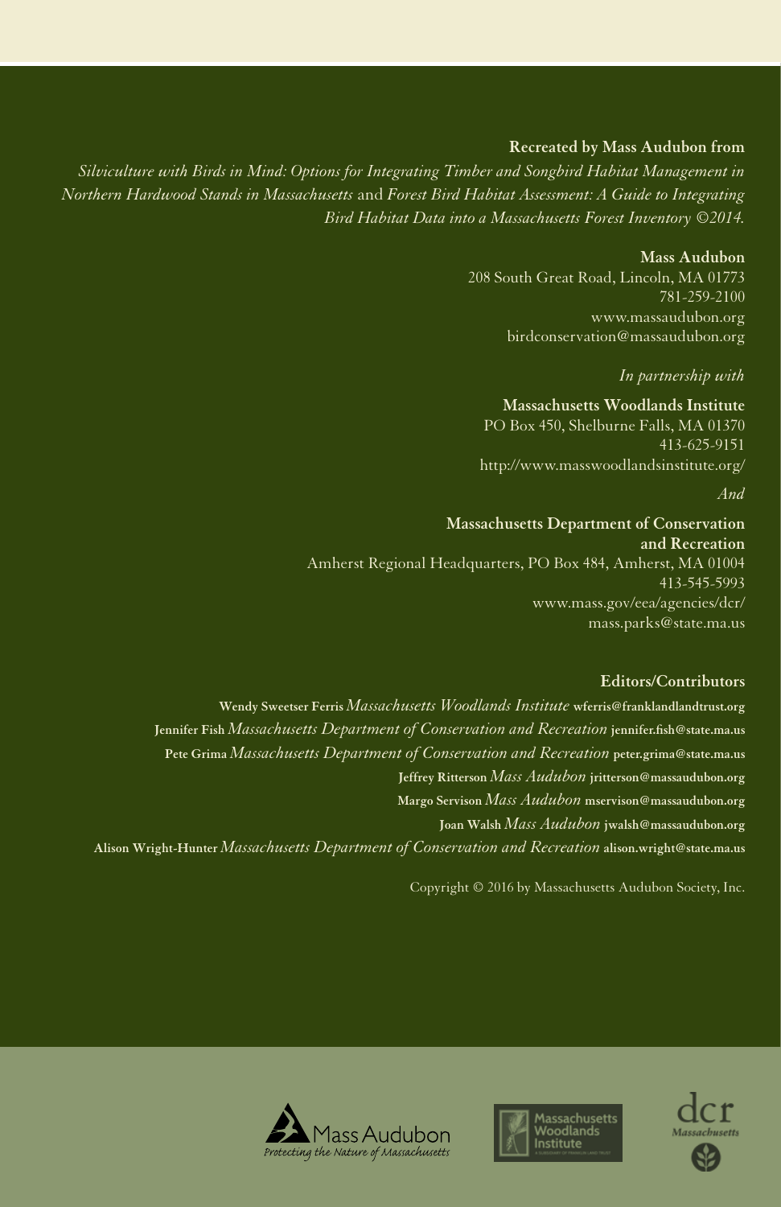**Recreated by Mass Audubon from**

*Silviculture with Birds in Mind: Options for Integrating Timber and Songbird Habitat Management in Northern Hardwood Stands in Massachusetts* and *Forest Bird Habitat Assessment: A Guide to Integrating Bird Habitat Data into a Massachusetts Forest Inventory ©2014.*

**Mass Audubon**
208 South Great Road, Lincoln, MA 01773
781-259-2100
www.massaudubon.org
birdconservation@massaudubon.org

*In partnership with*

**Massachusetts Woodlands Institute**
PO Box 450, Shelburne Falls, MA 01370
413-625-9151
http://www.masswoodlandsinstitute.org/

*And*

**Massachusetts Department of Conservation and Recreation**
Amherst Regional Headquarters, PO Box 484, Amherst, MA 01004
413-545-5993
www.mass.gov/eea/agencies/dcr/
mass.parks@state.ma.us

**Editors/Contributors**

**Wendy Sweetser Ferris** *Massachusetts Woodlands Institute* **wferris@franklandlandtrust.org**
**Jennifer Fish** *Massachusetts Department of Conservation and Recreation* **jennifer.fish@state.ma.us**
**Pete Grima** *Massachusetts Department of Conservation and Recreation* **peter.grima@state.ma.us**
**Jeffrey Ritterson** *Mass Audubon* **jritterson@massaudubon.org**
**Margo Servison** *Mass Audubon* **mservison@massaudubon.org**
**Joan Walsh** *Mass Audubon* **jwalsh@massaudubon.org**
**Alison Wright-Hunter** *Massachusetts Department of Conservation and Recreation* **alison.wright@state.ma.us**

Copyright © 2016 by Massachusetts Audubon Society, Inc.

Mass Audubon
Protecting the Nature of Massachusetts

Massachusetts Woodlands Institute

dcr
Massachusetts